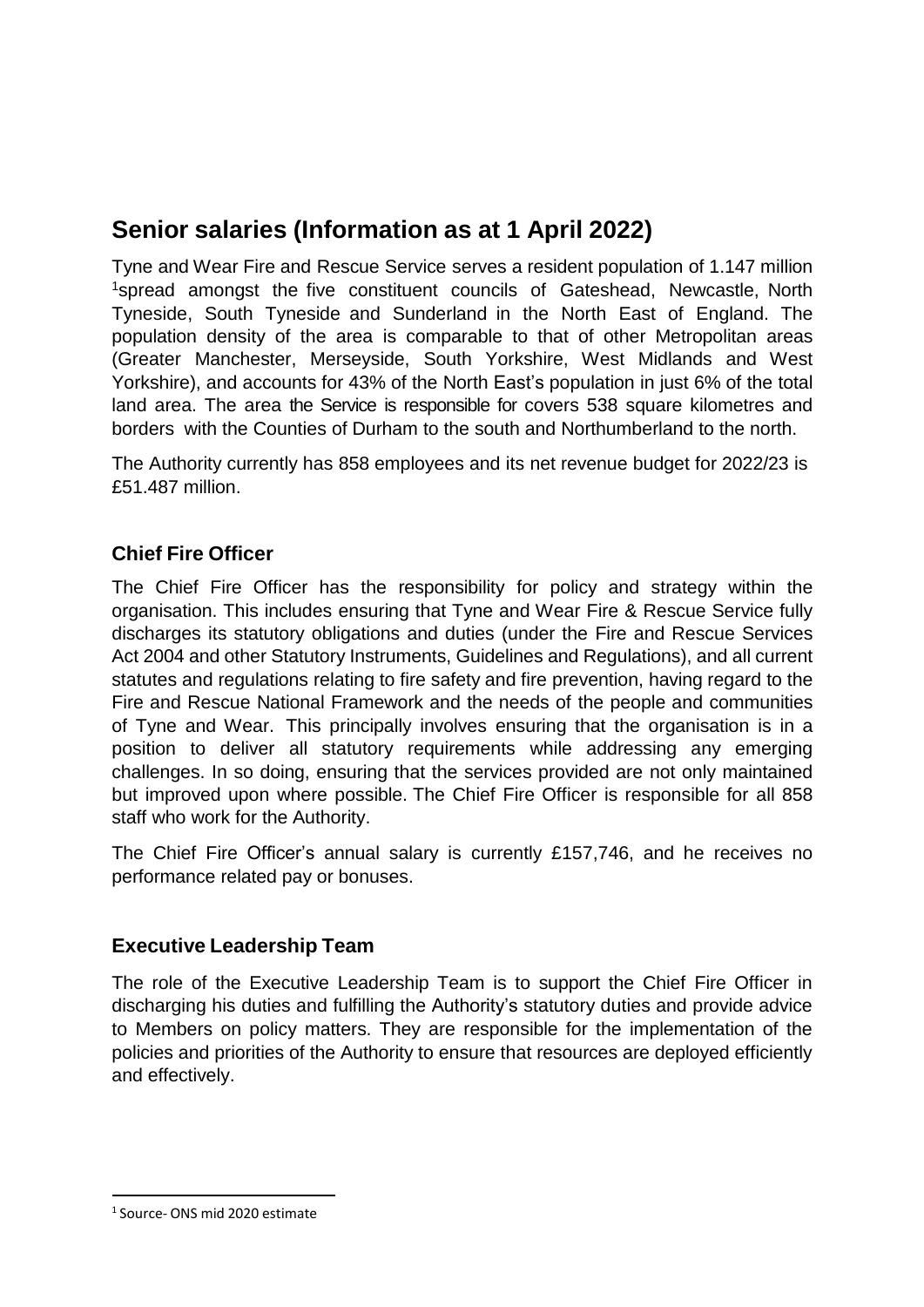# Senior salaries (Information as at 1 April 2022)

Tyne and Wear Fire and Rescue Service serves a resident population of 1.147 million [1] spread amongst the five constituent councils of Gateshead, Newcastle, North Tyneside, South Tyneside and Sunderland in the North East of England. The population density of the area is comparable to that of other Metropolitan areas (Greater Manchester, Merseyside, South Yorkshire, West Midlands and West Yorkshire), and accounts for 43% of the North East's population in just 6% of the total land area. The area the Service is responsible for covers 538 square kilometres and borders with the Counties of Durham to the south and Northumberland to the north.

The Authority currently has 858 employees and its net revenue budget for 2022/23 is £51.487 million.

## Chief Fire Officer

The Chief Fire Officer has the responsibility for policy and strategy within the organisation. This includes ensuring that Tyne and Wear Fire & Rescue Service fully discharges its statutory obligations and duties (under the Fire and Rescue Services Act 2004 and other Statutory Instruments, Guidelines and Regulations), and all current statutes and regulations relating to fire safety and fire prevention, having regard to the Fire and Rescue National Framework and the needs of the people and communities of Tyne and Wear. This principally involves ensuring that the organisation is in a position to deliver all statutory requirements while addressing any emerging challenges. In so doing, ensuring that the services provided are not only maintained but improved upon where possible. The Chief Fire Officer is responsible for all 858 staff who work for the Authority.

The Chief Fire Officer's annual salary is currently £157,746, and he receives no performance related pay or bonuses.

## Executive Leadership Team

The role of the Executive Leadership Team is to support the Chief Fire Officer in discharging his duties and fulfilling the Authority's statutory duties and provide advice to Members on policy matters. They are responsible for the implementation of the policies and priorities of the Authority to ensure that resources are deployed efficiently and effectively.

---

[1] Source- ONS mid 2020 estimate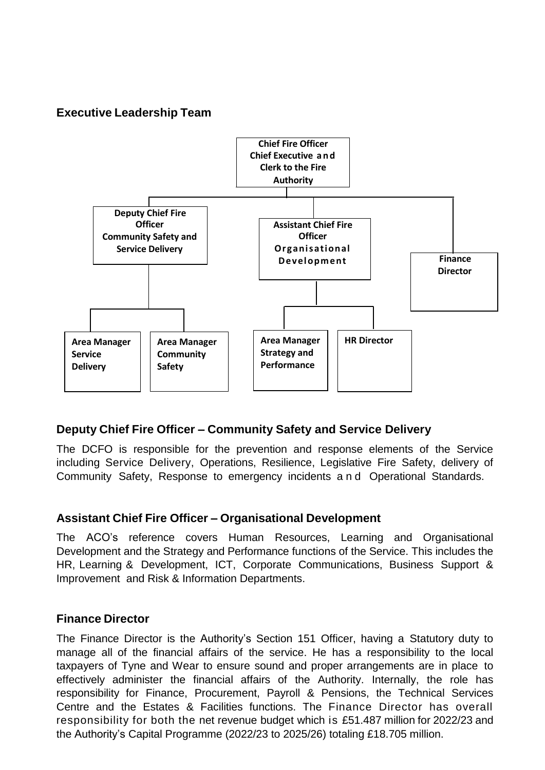## Executive Leadership Team

- **Chief Fire Officer Chief Executive and Clerk to the Fire Authority**
  - **Deputy Chief Fire Officer Community Safety and Service Delivery**
    - **Area Manager Service Delivery**
    - **Area Manager Community Safety**
  - **Assistant Chief Fire Officer Organisational Development**
    - **Area Manager Strategy and Performance**
    - **HR Director**
  - **Finance Director**

### Deputy Chief Fire Officer – Community Safety and Service Delivery

The DCFO is responsible for the prevention and response elements of the Service including Service Delivery, Operations, Resilience, Legislative Fire Safety, delivery of Community Safety, Response to emergency incidents and Operational Standards.

### Assistant Chief Fire Officer – Organisational Development

The ACO's reference covers Human Resources, Learning and Organisational Development and the Strategy and Performance functions of the Service. This includes the HR, Learning & Development, ICT, Corporate Communications, Business Support & Improvement and Risk & Information Departments.

### Finance Director

The Finance Director is the Authority's Section 151 Officer, having a Statutory duty to manage all of the financial affairs of the service. He has a responsibility to the local taxpayers of Tyne and Wear to ensure sound and proper arrangements are in place to effectively administer the financial affairs of the Authority. Internally, the role has responsibility for Finance, Procurement, Payroll & Pensions, the Technical Services Centre and the Estates & Facilities functions. The Finance Director has overall responsibility for both the net revenue budget which is £51.487 million for 2022/23 and the Authority's Capital Programme (2022/23 to 2025/26) totaling £18.705 million.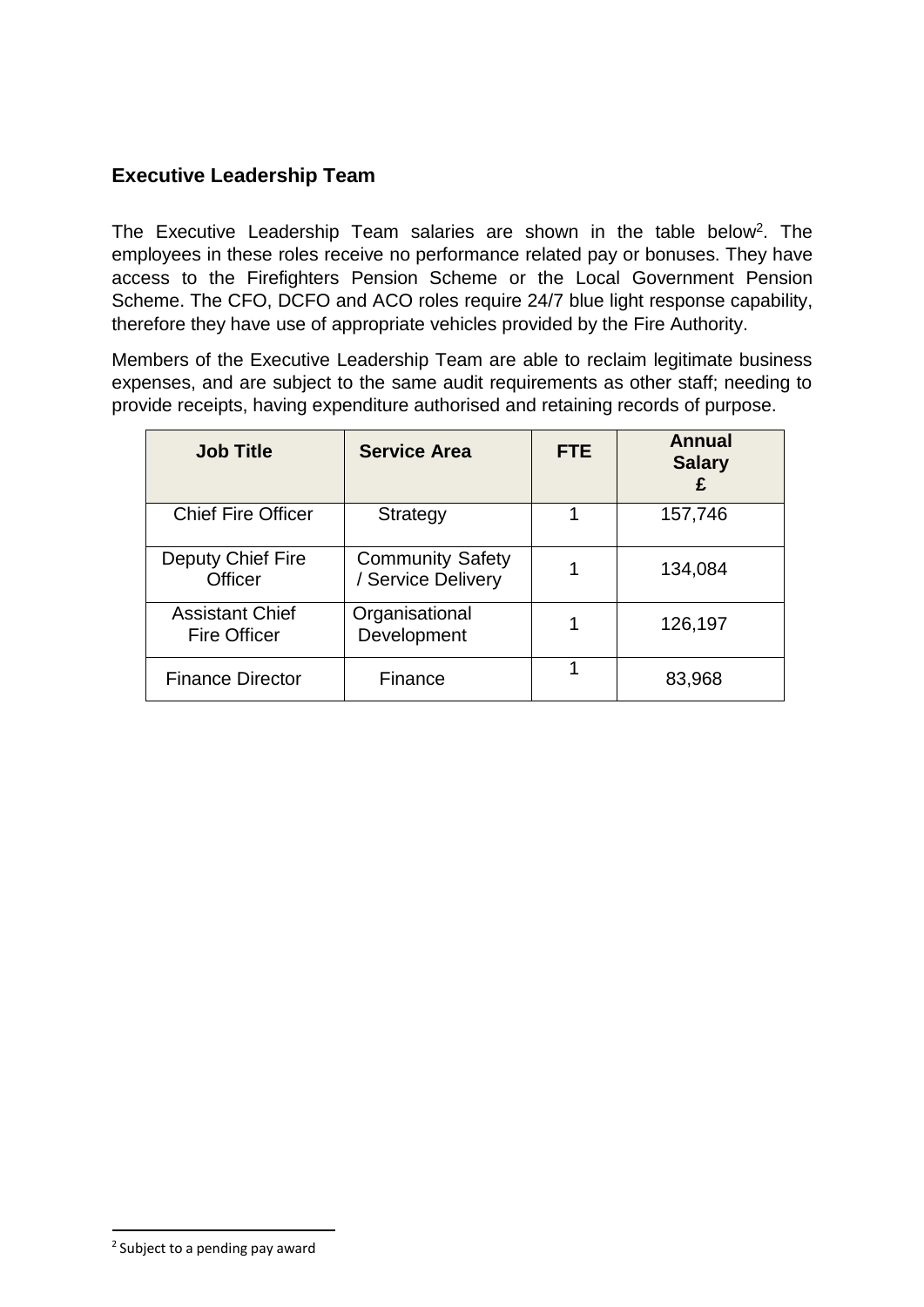## Executive Leadership Team

The Executive Leadership Team salaries are shown in the table below[2]. The employees in these roles receive no performance related pay or bonuses. They have access to the Firefighters Pension Scheme or the Local Government Pension Scheme. The CFO, DCFO and ACO roles require 24/7 blue light response capability, therefore they have use of appropriate vehicles provided by the Fire Authority.

Members of the Executive Leadership Team are able to reclaim legitimate business expenses, and are subject to the same audit requirements as other staff; needing to provide receipts, having expenditure authorised and retaining records of purpose.

| Job Title | Service Area | FTE | Annual Salary £ |
|---|---|---|---|
| Chief Fire Officer | Strategy | 1 | 157,746 |
| Deputy Chief Fire Officer | Community Safety / Service Delivery | 1 | 134,084 |
| Assistant Chief Fire Officer | Organisational Development | 1 | 126,197 |
| Finance Director | Finance | 1 | 83,968 |

[2] Subject to a pending pay award